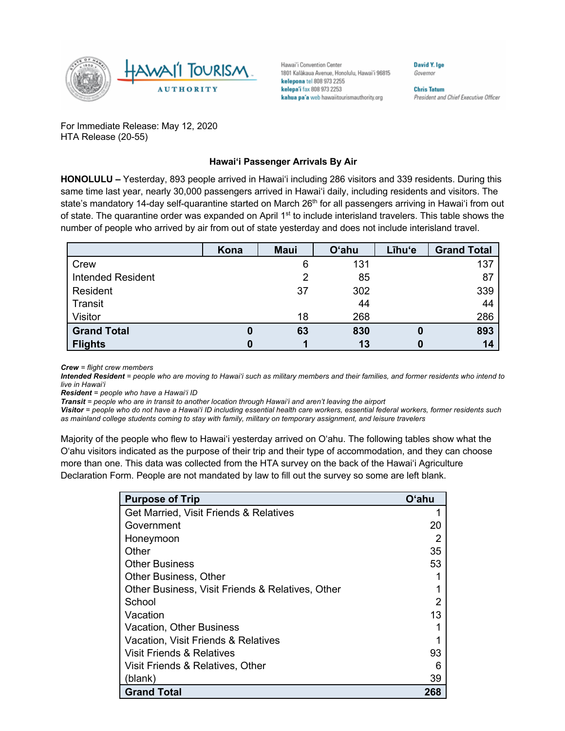Hawaiʻi Convention Center
1801 Kalākaua Avenue, Honolulu, Hawaiʻi 96815
**kelepona** tel 808 973 2255
**kelepaʻi** fax 808 973 2253
**kahua paʻa** web hawaiitourismauthority.org

**David Y. Ige**
*Governor*

**Chris Tatum**
*President and Chief Executive Officer*

For Immediate Release: May 12, 2020
HTA Release (20-55)

**Hawaiʻi Passenger Arrivals By Air**

**HONOLULU –** Yesterday, 893 people arrived in Hawaiʻi including 286 visitors and 339 residents. During this same time last year, nearly 30,000 passengers arrived in Hawaiʻi daily, including residents and visitors. The state's mandatory 14-day self-quarantine started on March 26th for all passengers arriving in Hawaiʻi from out of state. The quarantine order was expanded on April 1st to include interisland travelers. This table shows the number of people who arrived by air from out of state yesterday and does not include interisland travel.

| | Kona | Maui | Oʻahu | Līhuʻe | Grand Total |
|---|---|---|---|---|---|
| Crew | | 6 | 131 | | 137 |
| Intended Resident | | 2 | 85 | | 87 |
| Resident | | 37 | 302 | | 339 |
| Transit | | | 44 | | 44 |
| Visitor | | 18 | 268 | | 286 |
| **Grand Total** | **0** | **63** | **830** | **0** | **893** |
| **Flights** | **0** | **1** | **13** | **0** | **14** |

***Crew*** *= flight crew members*
***Intended Resident*** *= people who are moving to Hawaiʻi such as military members and their families, and former residents who intend to live in Hawaiʻi*
***Resident*** *= people who have a Hawaiʻi ID*
***Transit*** *= people who are in transit to another location through Hawaiʻi and aren't leaving the airport*
***Visitor*** *= people who do not have a Hawaiʻi ID including essential health care workers, essential federal workers, former residents such as mainland college students coming to stay with family, military on temporary assignment, and leisure travelers*

Majority of the people who flew to Hawaiʻi yesterday arrived on Oʻahu. The following tables show what the Oʻahu visitors indicated as the purpose of their trip and their type of accommodation, and they can choose more than one. This data was collected from the HTA survey on the back of the Hawaiʻi Agriculture Declaration Form. People are not mandated by law to fill out the survey so some are left blank.

| Purpose of Trip | Oʻahu |
|---|---|
| Get Married, Visit Friends & Relatives | 1 |
| Government | 20 |
| Honeymoon | 2 |
| Other | 35 |
| Other Business | 53 |
| Other Business, Other | 1 |
| Other Business, Visit Friends & Relatives, Other | 1 |
| School | 2 |
| Vacation | 13 |
| Vacation, Other Business | 1 |
| Vacation, Visit Friends & Relatives | 1 |
| Visit Friends & Relatives | 93 |
| Visit Friends & Relatives, Other | 6 |
| (blank) | 39 |
| **Grand Total** | **268** |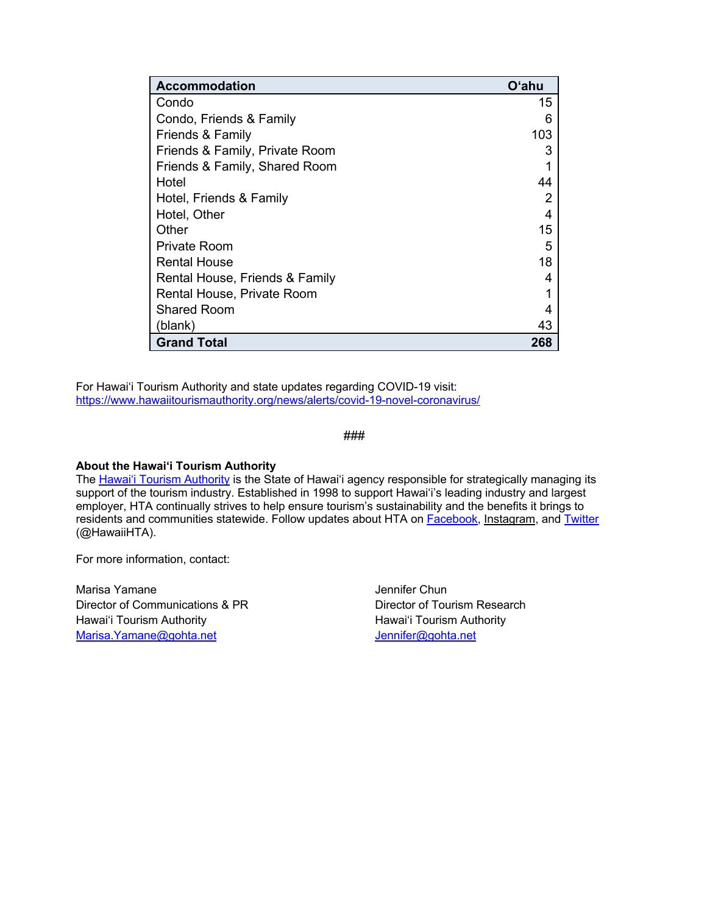| Accommodation | O‘ahu |
|---|---|
| Condo | 15 |
| Condo, Friends & Family | 6 |
| Friends & Family | 103 |
| Friends & Family, Private Room | 3 |
| Friends & Family, Shared Room | 1 |
| Hotel | 44 |
| Hotel, Friends & Family | 2 |
| Hotel, Other | 4 |
| Other | 15 |
| Private Room | 5 |
| Rental House | 18 |
| Rental House, Friends & Family | 4 |
| Rental House, Private Room | 1 |
| Shared Room | 4 |
| (blank) | 43 |
| **Grand Total** | **268** |

For Hawai‘i Tourism Authority and state updates regarding COVID-19 visit:
https://www.hawaiitourismauthority.org/news/alerts/covid-19-novel-coronavirus/

###

**About the Hawai‘i Tourism Authority**
The Hawai‘i Tourism Authority is the State of Hawai‘i agency responsible for strategically managing its support of the tourism industry. Established in 1998 to support Hawai‘i's leading industry and largest employer, HTA continually strives to help ensure tourism's sustainability and the benefits it brings to residents and communities statewide. Follow updates about HTA on Facebook, Instagram, and Twitter (@HawaiiHTA).

For more information, contact:

Marisa Yamane
Director of Communications & PR
Hawai‘i Tourism Authority
Marisa.Yamane@gohta.net

Jennifer Chun
Director of Tourism Research
Hawai‘i Tourism Authority
Jennifer@gohta.net